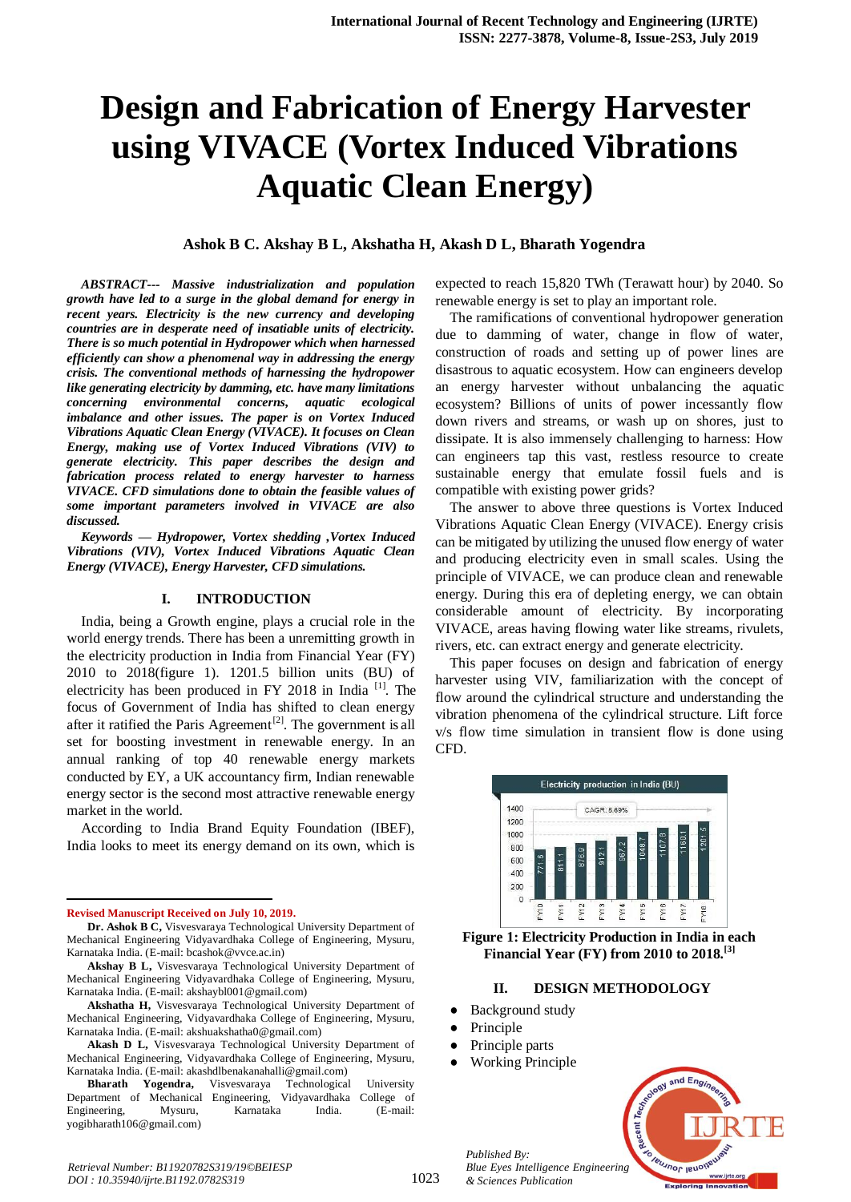# Design and Fabrication of Energy Harvester using VIVACE (Vortex Induced Vibrations Aquatic Clean Energy)

**Ashok B C. Akshay B L, Akshatha H, Akash D L, Bharath Yogendra**

***ABSTRACT--- Massive industrialization and population growth have led to a surge in the global demand for energy in recent years. Electricity is the new currency and developing countries are in desperate need of insatiable units of electricity. There is so much potential in Hydropower which when harnessed efficiently can show a phenomenal way in addressing the energy crisis. The conventional methods of harnessing the hydropower like generating electricity by damming, etc. have many limitations concerning environmental concerns, aquatic ecological imbalance and other issues. The paper is on Vortex Induced Vibrations Aquatic Clean Energy (VIVACE). It focuses on Clean Energy, making use of Vortex Induced Vibrations (VIV) to generate electricity. This paper describes the design and fabrication process related to energy harvester to harness VIVACE. CFD simulations done to obtain the feasible values of some important parameters involved in VIVACE are also discussed.***

***Keywords — Hydropower, Vortex shedding ,Vortex Induced Vibrations (VIV), Vortex Induced Vibrations Aquatic Clean Energy (VIVACE), Energy Harvester, CFD simulations.***

## I. INTRODUCTION

India, being a Growth engine, plays a crucial role in the world energy trends. There has been a unremitting growth in the electricity production in India from Financial Year (FY) 2010 to 2018(figure 1). 1201.5 billion units (BU) of electricity has been produced in FY 2018 in India [1]. The focus of Government of India has shifted to clean energy after it ratified the Paris Agreement[2]. The government is all set for boosting investment in renewable energy. In an annual ranking of top 40 renewable energy markets conducted by EY, a UK accountancy firm, Indian renewable energy sector is the second most attractive renewable energy market in the world.

According to India Brand Equity Foundation (IBEF), India looks to meet its energy demand on its own, which is expected to reach 15,820 TWh (Terawatt hour) by 2040. So renewable energy is set to play an important role.

The ramifications of conventional hydropower generation due to damming of water, change in flow of water, construction of roads and setting up of power lines are disastrous to aquatic ecosystem. How can engineers develop an energy harvester without unbalancing the aquatic ecosystem? Billions of units of power incessantly flow down rivers and streams, or wash up on shores, just to dissipate. It is also immensely challenging to harness: How can engineers tap this vast, restless resource to create sustainable energy that emulate fossil fuels and is compatible with existing power grids?

The answer to above three questions is Vortex Induced Vibrations Aquatic Clean Energy (VIVACE). Energy crisis can be mitigated by utilizing the unused flow energy of water and producing electricity even in small scales. Using the principle of VIVACE, we can produce clean and renewable energy. During this era of depleting energy, we can obtain considerable amount of electricity. By incorporating VIVACE, areas having flowing water like streams, rivulets, rivers, etc. can extract energy and generate electricity.

This paper focuses on design and fabrication of energy harvester using VIV, familiarization with the concept of flow around the cylindrical structure and understanding the vibration phenomena of the cylindrical structure. Lift force v/s flow time simulation in transient flow is done using CFD.

Electricity production in India (BU)

CAGR: 5.69%

| FY10 | FY11 | FY12 | FY13 | FY14 | FY15 | FY16 | FY17 | FY18 |
|---|---|---|---|---|---|---|---|---|
| 771.6 | 811.1 | 876.9 | 912.1 | 967.2 | 1048.7 | 1107.8 | 1160.1 | 1201.5 |

**Figure 1: Electricity Production in India in each Financial Year (FY) from 2010 to 2018.[3]**

## II. DESIGN METHODOLOGY

- Background study
- Principle
- Principle parts
- Working Principle

---

**Revised Manuscript Received on July 10, 2019.**

**Dr. Ashok B C,** Visvesvaraya Technological University Department of Mechanical Engineering Vidyavardhaka College of Engineering, Mysuru, Karnataka India. (E-mail: bcashok@vvce.ac.in)

**Akshay B L,** Visvesvaraya Technological University Department of Mechanical Engineering Vidyavardhaka College of Engineering, Mysuru, Karnataka India. (E-mail: akshaybl001@gmail.com)

**Akshatha H,** Visvesvaraya Technological University Department of Mechanical Engineering, Vidyavardhaka College of Engineering, Mysuru, Karnataka India. (E-mail: akshuakshatha0@gmail.com)

**Akash D L,** Visvesvaraya Technological University Department of Mechanical Engineering, Vidyavardhaka College of Engineering, Mysuru, Karnataka India. (E-mail: akashdlbenakanahalli@gmail.com)

**Bharath Yogendra,** Visvesvaraya Technological University Department of Mechanical Engineering, Vidyavardhaka College of Engineering, Mysuru, Karnataka India. (E-mail: yogibharath106@gmail.com)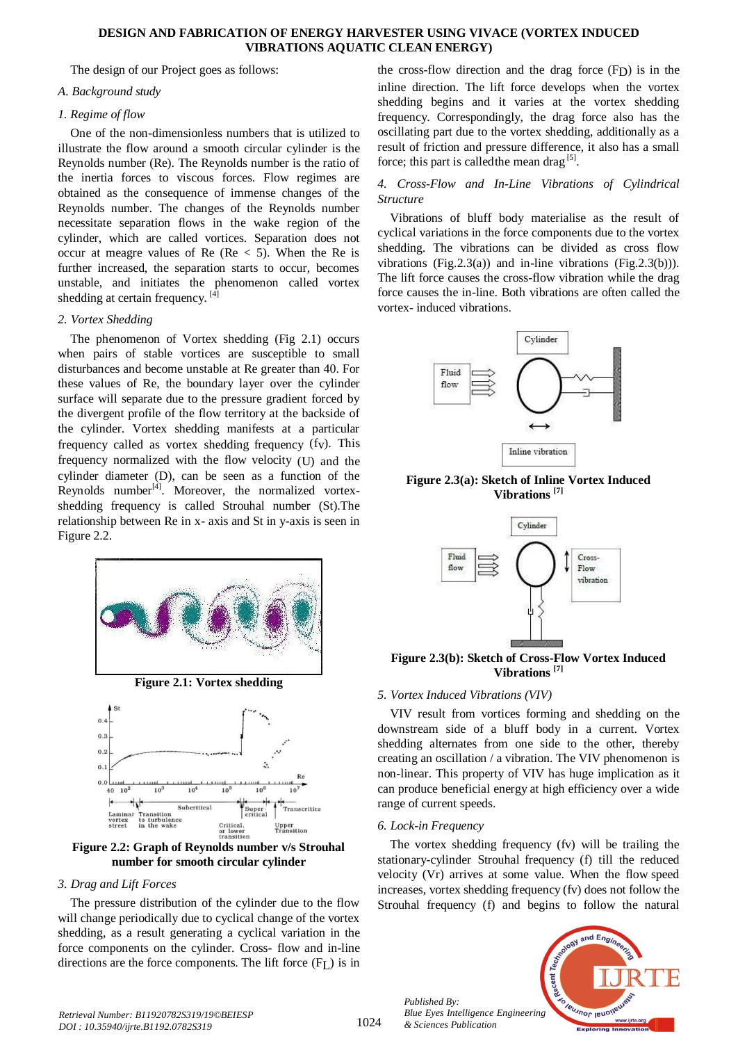The design of our Project goes as follows:

*A. Background study*

*1. Regime of flow*

One of the non-dimensionless numbers that is utilized to illustrate the flow around a smooth circular cylinder is the Reynolds number (Re). The Reynolds number is the ratio of the inertia forces to viscous forces. Flow regimes are obtained as the consequence of immense changes of the Reynolds number. The changes of the Reynolds number necessitate separation flows in the wake region of the cylinder, which are called vortices. Separation does not occur at meagre values of Re (Re < 5). When the Re is further increased, the separation starts to occur, becomes unstable, and initiates the phenomenon called vortex shedding at certain frequency. [4]

*2. Vortex Shedding*

The phenomenon of Vortex shedding (Fig 2.1) occurs when pairs of stable vortices are susceptible to small disturbances and become unstable at Re greater than 40. For these values of Re, the boundary layer over the cylinder surface will separate due to the pressure gradient forced by the divergent profile of the flow territory at the backside of the cylinder. Vortex shedding manifests at a particular frequency called as vortex shedding frequency ($f_V$). This frequency normalized with the flow velocity (U) and the cylinder diameter (D), can be seen as a function of the Reynolds number[4]. Moreover, the normalized vortex-shedding frequency is called Strouhal number (St).The relationship between Re in x- axis and St in y-axis is seen in Figure 2.2.

**Figure 2.1: Vortex shedding**

**Figure 2.2: Graph of Reynolds number v/s Strouhal number for smooth circular cylinder**

*3. Drag and Lift Forces*

The pressure distribution of the cylinder due to the flow will change periodically due to cyclical change of the vortex shedding, as a result generating a cyclical variation in the force components on the cylinder. Cross- flow and in-line directions are the force components. The lift force ($F_L$) is in the cross-flow direction and the drag force ($F_D$) is in the inline direction. The lift force develops when the vortex shedding begins and it varies at the vortex shedding frequency. Correspondingly, the drag force also has the oscillating part due to the vortex shedding, additionally as a result of friction and pressure difference, it also has a small force; this part is calledthe mean drag [5].

*4. Cross-Flow and In-Line Vibrations of Cylindrical Structure*

Vibrations of bluff body materialise as the result of cyclical variations in the force components due to the vortex shedding. The vibrations can be divided as cross flow vibrations (Fig.2.3(a)) and in-line vibrations (Fig.2.3(b))). The lift force causes the cross-flow vibration while the drag force causes the in-line. Both vibrations are often called the vortex- induced vibrations.

**Figure 2.3(a): Sketch of Inline Vortex Induced Vibrations [7]**

**Figure 2.3(b): Sketch of Cross-Flow Vortex Induced Vibrations [7]**

*5. Vortex Induced Vibrations (VIV)*

VIV result from vortices forming and shedding on the downstream side of a bluff body in a current. Vortex shedding alternates from one side to the other, thereby creating an oscillation / a vibration. The VIV phenomenon is non-linear. This property of VIV has huge implication as it can produce beneficial energy at high efficiency over a wide range of current speeds.

*6. Lock-in Frequency*

The vortex shedding frequency (fv) will be trailing the stationary-cylinder Strouhal frequency (f) till the reduced velocity (Vr) arrives at some value. When the flow speed increases, vortex shedding frequency (fv) does not follow the Strouhal frequency (f) and begins to follow the natural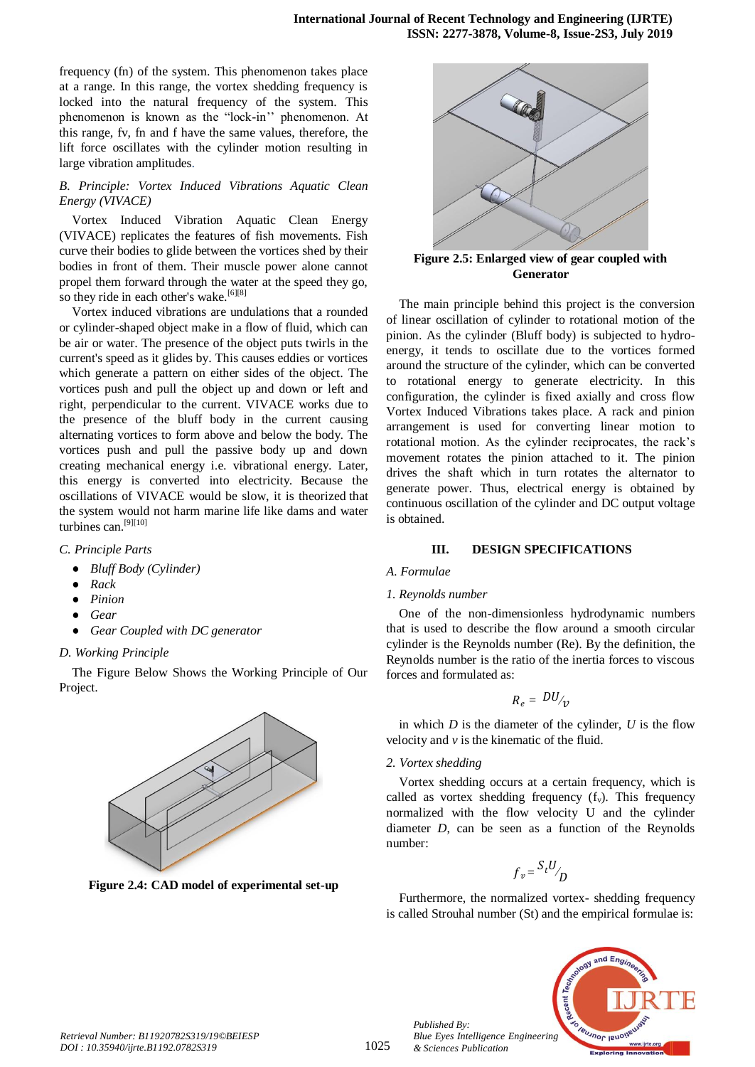frequency (fn) of the system. This phenomenon takes place at a range. In this range, the vortex shedding frequency is locked into the natural frequency of the system. This phenomenon is known as the "lock-in'' phenomenon. At this range, fv, fn and f have the same values, therefore, the lift force oscillates with the cylinder motion resulting in large vibration amplitudes.

### *B. Principle: Vortex Induced Vibrations Aquatic Clean Energy (VIVACE)*

Vortex Induced Vibration Aquatic Clean Energy (VIVACE) replicates the features of fish movements. Fish curve their bodies to glide between the vortices shed by their bodies in front of them. Their muscle power alone cannot propel them forward through the water at the speed they go, so they ride in each other's wake.[6][8]

Vortex induced vibrations are undulations that a rounded or cylinder-shaped object make in a flow of fluid, which can be air or water. The presence of the object puts twirls in the current's speed as it glides by. This causes eddies or vortices which generate a pattern on either sides of the object. The vortices push and pull the object up and down or left and right, perpendicular to the current. VIVACE works due to the presence of the bluff body in the current causing alternating vortices to form above and below the body. The vortices push and pull the passive body up and down creating mechanical energy i.e. vibrational energy. Later, this energy is converted into electricity. Because the oscillations of VIVACE would be slow, it is theorized that the system would not harm marine life like dams and water turbines can.[9][10]

### *C. Principle Parts*

- *Bluff Body (Cylinder)*
- *Rack*
- *Pinion*
- *Gear*
- *Gear Coupled with DC generator*

### *D. Working Principle*

The Figure Below Shows the Working Principle of Our Project.

**Figure 2.4: CAD model of experimental set-up**

**Figure 2.5: Enlarged view of gear coupled with Generator**

The main principle behind this project is the conversion of linear oscillation of cylinder to rotational motion of the pinion. As the cylinder (Bluff body) is subjected to hydro-energy, it tends to oscillate due to the vortices formed around the structure of the cylinder, which can be converted to rotational energy to generate electricity. In this configuration, the cylinder is fixed axially and cross flow Vortex Induced Vibrations takes place. A rack and pinion arrangement is used for converting linear motion to rotational motion. As the cylinder reciprocates, the rack's movement rotates the pinion attached to it. The pinion drives the shaft which in turn rotates the alternator to generate power. Thus, electrical energy is obtained by continuous oscillation of the cylinder and DC output voltage is obtained.

## III. DESIGN SPECIFICATIONS

### *A. Formulae*

#### *1. Reynolds number*

One of the non-dimensionless hydrodynamic numbers that is used to describe the flow around a smooth circular cylinder is the Reynolds number (Re). By the definition, the Reynolds number is the ratio of the inertia forces to viscous forces and formulated as:

$$R_e = {DU}/{v}$$

in which $D$ is the diameter of the cylinder, $U$ is the flow velocity and $v$ is the kinematic of the fluid.

#### *2. Vortex shedding*

Vortex shedding occurs at a certain frequency, which is called as vortex shedding frequency ($f_v$). This frequency normalized with the flow velocity U and the cylinder diameter *D*, can be seen as a function of the Reynolds number:

$$f_v = {S_t U}/{D}$$

Furthermore, the normalized vortex- shedding frequency is called Strouhal number (St) and the empirical formulae is: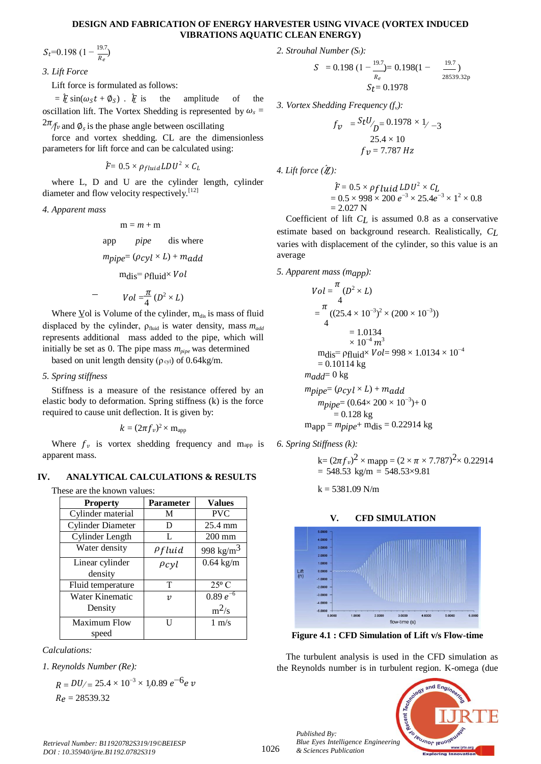$S_t$=0.198 $(1 - \frac{19.7}{R_e})$

*3. Lift Force*

Lift force is formulated as follows:

$= \hat{F}_L \sin(\omega_S t + \emptyset_S)$ . $\hat{F}_L$ is the amplitude of the oscillation lift. The Vortex Shedding is represented by $\omega_s = 2\pi f_v$ and $\emptyset_s$ is the phase angle between oscillating force and vortex shedding. CL are the dimensionless parameters for lift force and can be calculated using:

$$\hat{F} = 0.5 \times \rho_{fluid} L D U^2 \times C_L$$

where L, D and U are the cylinder length, cylinder diameter and flow velocity respectively.[12]

*4. Apparent mass*

$$m_{app} = m_{pipe} + m_{dis} \text{ where}$$

$$m_{pipe} = (\rho_{cyl} \times L) + m_{add}$$

$$m_{dis} = \rho_{fluid} \times Vol$$

$$Vol = \frac{\pi}{4} (D^2 \times L)$$

Where Vol is Volume of the cylinder, $m_{dis}$ is mass of fluid displaced by the cylinder, $\rho_{fluid}$ is water density, mass $m_{add}$ represents additional mass added to the pipe, which will initially be set as 0. The pipe mass $m_{pipe}$ was determined based on unit length density ($\rho_{cyl}$) of 0.64kg/m.

*5. Spring stiffness*

Stiffness is a measure of the resistance offered by an elastic body to deformation. Spring stiffness (k) is the force required to cause unit deflection. It is given by:

$$k = (2\pi f_v)^2 \times m_{app}$$

Where $f_v$ is vortex shedding frequency and $m_{app}$ is apparent mass.

## IV. ANALYTICAL CALCULATIONS & RESULTS

These are the known values:

| Property | Parameter | Values |
|---|---|---|
| Cylinder material | M | PVC |
| Cylinder Diameter | D | 25.4 mm |
| Cylinder Length | L | 200 mm |
| Water density | $\rho_{fluid}$ | 998 kg/m$^3$ |
| Linear cylinder density | $\rho_{cyl}$ | 0.64 kg/m |
| Fluid temperature | T | 25° C |
| Water Kinematic Density | $\upsilon$ | 0.89 $e^{-6}$ m$^2$/s |
| Maximum Flow speed | U | 1 m/s |

*Calculations:*

*1. Reynolds Number (Re):*

$$R_e = DU/\upsilon = 25.4 \times 10^{-3} \times 1/0.89 e^{-6}$$

$$Re = 28539.32$$

*2. Strouhal Number ($S_t$):*

$$S_t = 0.198 \left(1 - \frac{19.7}{R_e}\right) = 0.198\left(1 - \frac{19.7}{28539.32}\right)$$

$$S_t = 0.1978$$

*3. Vortex Shedding Frequency ($f_v$):*

$$f_v = S_t U / D = 0.1978 \times 1 / 25.4 \times 10^{-3}$$

$$f_v = 7.787 \text{ Hz}$$

*4. Lift force ($\hat{F}_L$):*

$$\hat{F} = 0.5 \times \rho_{fluid} L D U^2 \times C_L$$
$$= 0.5 \times 998 \times 200 e^{-3} \times 25.4 e^{-3} \times 1^2 \times 0.8$$
$$= 2.027 \text{ N}$$

Coefficient of lift $C_L$ is assumed 0.8 as a conservative estimate based on background research. Realistically, $C_L$ varies with displacement of the cylinder, so this value is an average

*5. Apparent mass ($m_{app}$):*

$$Vol = \frac{\pi}{4} (D^2 \times L)$$
$$= \frac{\pi}{4} ((25.4 \times 10^{-3})^2 \times (200 \times 10^{-3}))$$
$$= 1.0134 \times 10^{-4} m^3$$

$$m_{dis} = \rho_{fluid} \times Vol = 998 \times 1.0134 \times 10^{-4} = 0.10114 \text{ kg}$$

$$m_{add} = 0 \text{ kg}$$

$$m_{pipe} = (\rho_{cyl} \times L) + m_{add}$$
$$m_{pipe} = (0.64 \times 200 \times 10^{-3}) + 0 = 0.128 \text{ kg}$$

$$m_{app} = m_{pipe} + m_{dis} = 0.22914 \text{ kg}$$

*6. Spring Stiffness (k):*

$$k = (2\pi f_v)^2 \times m_{app} = (2 \times \pi \times 7.787)^2 \times 0.22914$$
$$= 548.53 \text{ kg/m} = 548.53 \times 9.81$$

$$k = 5381.09 \text{ N/m}$$

## V. CFD SIMULATION

**Figure 4.1 : CFD Simulation of Lift v/s Flow-time**

The turbulent analysis is used in the CFD simulation as the Reynolds number is in turbulent region. K-omega (due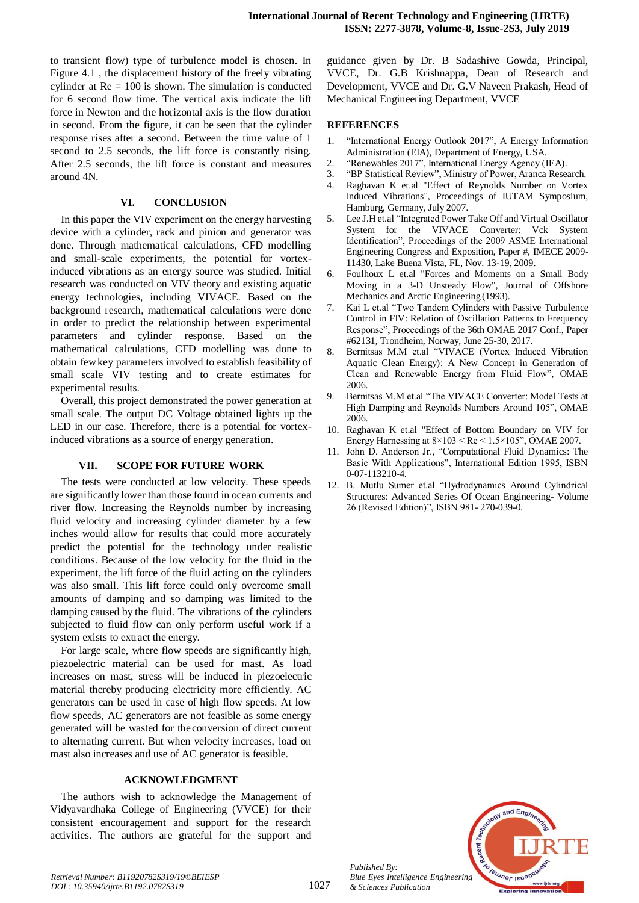to transient flow) type of turbulence model is chosen. In Figure 4.1 , the displacement history of the freely vibrating cylinder at Re = 100 is shown. The simulation is conducted for 6 second flow time. The vertical axis indicate the lift force in Newton and the horizontal axis is the flow duration in second. From the figure, it can be seen that the cylinder response rises after a second. Between the time value of 1 second to 2.5 seconds, the lift force is constantly rising. After 2.5 seconds, the lift force is constant and measures around 4N.

## VI. CONCLUSION

In this paper the VIV experiment on the energy harvesting device with a cylinder, rack and pinion and generator was done. Through mathematical calculations, CFD modelling and small-scale experiments, the potential for vortex-induced vibrations as an energy source was studied. Initial research was conducted on VIV theory and existing aquatic energy technologies, including VIVACE. Based on the background research, mathematical calculations were done in order to predict the relationship between experimental parameters and cylinder response. Based on the mathematical calculations, CFD modelling was done to obtain few key parameters involved to establish feasibility of small scale VIV testing and to create estimates for experimental results.

Overall, this project demonstrated the power generation at small scale. The output DC Voltage obtained lights up the LED in our case. Therefore, there is a potential for vortex-induced vibrations as a source of energy generation.

## VII. SCOPE FOR FUTURE WORK

The tests were conducted at low velocity. These speeds are significantly lower than those found in ocean currents and river flow. Increasing the Reynolds number by increasing fluid velocity and increasing cylinder diameter by a few inches would allow for results that could more accurately predict the potential for the technology under realistic conditions. Because of the low velocity for the fluid in the experiment, the lift force of the fluid acting on the cylinders was also small. This lift force could only overcome small amounts of damping and so damping was limited to the damping caused by the fluid. The vibrations of the cylinders subjected to fluid flow can only perform useful work if a system exists to extract the energy.

For large scale, where flow speeds are significantly high, piezoelectric material can be used for mast. As load increases on mast, stress will be induced in piezoelectric material thereby producing electricity more efficiently. AC generators can be used in case of high flow speeds. At low flow speeds, AC generators are not feasible as some energy generated will be wasted for the conversion of direct current to alternating current. But when velocity increases, load on mast also increases and use of AC generator is feasible.

## ACKNOWLEDGMENT

The authors wish to acknowledge the Management of Vidyavardhaka College of Engineering (VVCE) for their consistent encouragement and support for the research activities. The authors are grateful for the support and guidance given by Dr. B Sadashive Gowda, Principal, VVCE, Dr. G.B Krishnappa, Dean of Research and Development, VVCE and Dr. G.V Naveen Prakash, Head of Mechanical Engineering Department, VVCE

## REFERENCES

1. "International Energy Outlook 2017", A Energy Information Administration (EIA), Department of Energy, USA.
2. "Renewables 2017", International Energy Agency (IEA).
3. "BP Statistical Review", Ministry of Power, Aranca Research.
4. Raghavan K et.al "Effect of Reynolds Number on Vortex Induced Vibrations", Proceedings of IUTAM Symposium, Hamburg, Germany, July 2007.
5. Lee J.H et.al "Integrated Power Take Off and Virtual Oscillator System for the VIVACE Converter: Vck System Identification", Proceedings of the 2009 ASME International Engineering Congress and Exposition, Paper #, IMECE 2009-11430, Lake Buena Vista, FL, Nov. 13-19, 2009.
6. Foulhoux L et.al "Forces and Moments on a Small Body Moving in a 3-D Unsteady Flow", Journal of Offshore Mechanics and Arctic Engineering (1993).
7. Kai L et.al "Two Tandem Cylinders with Passive Turbulence Control in FIV: Relation of Oscillation Patterns to Frequency Response", Proceedings of the 36th OMAE 2017 Conf., Paper #62131, Trondheim, Norway, June 25-30, 2017.
8. Bernitsas M.M et.al "VIVACE (Vortex Induced Vibration Aquatic Clean Energy): A New Concept in Generation of Clean and Renewable Energy from Fluid Flow", OMAE 2006.
9. Bernitsas M.M et.al "The VIVACE Converter: Model Tests at High Damping and Reynolds Numbers Around 105", OMAE 2006.
10. Raghavan K et.al "Effect of Bottom Boundary on VIV for Energy Harnessing at 8×103 < Re < 1.5×105", OMAE 2007.
11. John D. Anderson Jr., "Computational Fluid Dynamics: The Basic With Applications", International Edition 1995, ISBN 0-07-113210-4.
12. B. Mutlu Sumer et.al "Hydrodynamics Around Cylindrical Structures: Advanced Series Of Ocean Engineering- Volume 26 (Revised Edition)", ISBN 981- 270-039-0.